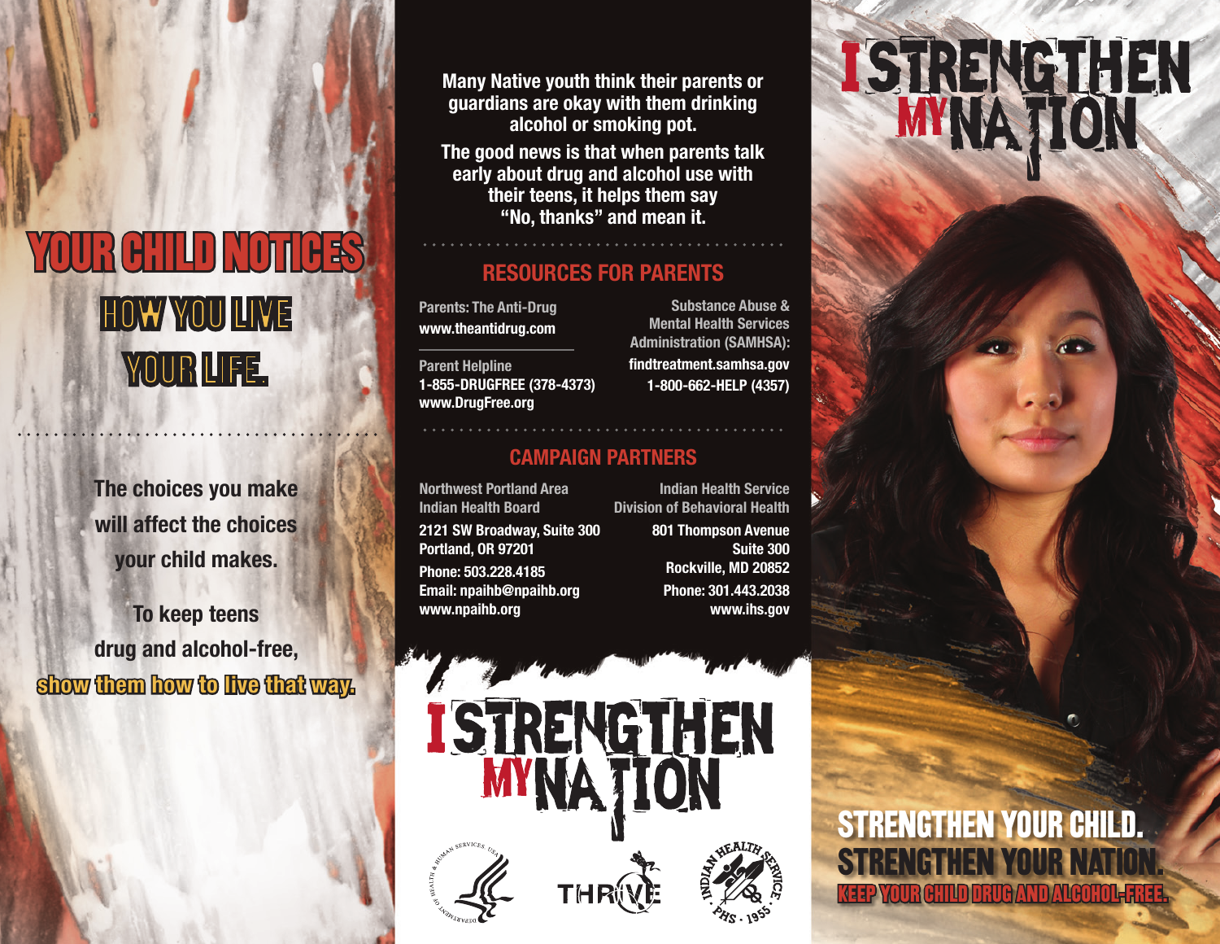# YOUR CHILD NOTICES HOW YOU LIVE YOUR LIFE.

The choices you make will affect the choices your child makes.

To keep teens drug and alcohol-free, **show them how to live that way.**

**Many Native youth think their parents or guardians are okay with them drinking alcohol or smoking pot.**

**The good news is that when parents talk early about drug and alcohol use with their teens, it helps them say "No, thanks" and mean it.**

## RESOURCES FOR PARENTS

Parents: The Anti-Drug
**www.theantidrug.com**

Parent Helpline
**1-855-DRUGFREE (378-4373)**
**www.DrugFree.org**

Substance Abuse & Mental Health Services Administration (SAMHSA):
**findtreatment.samhsa.gov**
**1-800-662-HELP (4357)**

## CAMPAIGN PARTNERS

Northwest Portland Area Indian Health Board
**2121 SW Broadway, Suite 300**
**Portland, OR 97201**
**Phone: 503.228.4185**
**Email: npaihb@npaihb.org**
**www.npaihb.org**

Indian Health Service Division of Behavioral Health
**801 Thompson Avenue**
**Suite 300**
**Rockville, MD 20852**
**Phone: 301.443.2038**
**www.ihs.gov**

I STRENGTHEN MY NATION

DEPARTMENT OF HEALTH & HUMAN SERVICES USA

THRIVE

INDIAN HEALTH SERVICE · PHS · 1955

# I STRENGTHEN MY NATION

**STRENGTHEN YOUR CHILD.**
**STRENGTHEN YOUR NATION.**
**KEEP YOUR CHILD DRUG AND ALCOHOL-FREE.**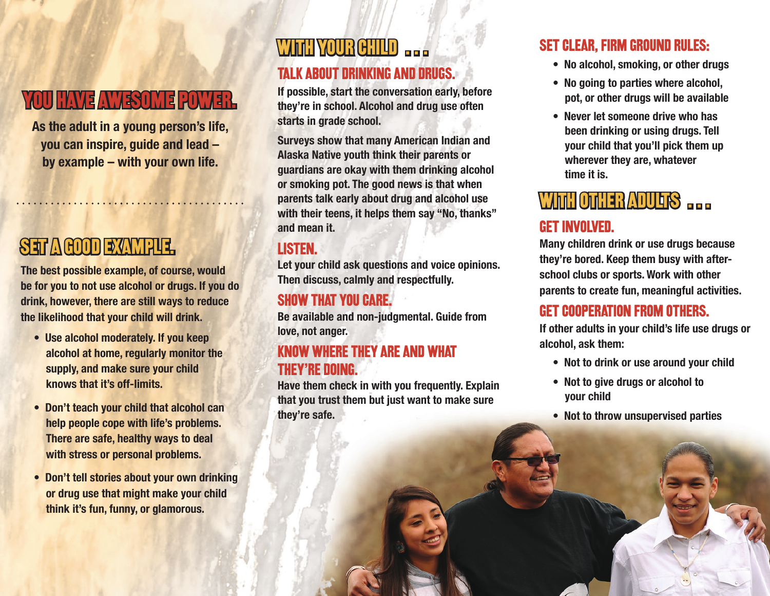## YOU HAVE AWESOME POWER.

As the adult in a young person's life, you can inspire, guide and lead – by example – with your own life.

## SET A GOOD EXAMPLE.

The best possible example, of course, would be for you to not use alcohol or drugs. If you do drink, however, there are still ways to reduce the likelihood that your child will drink.

- Use alcohol moderately. If you keep alcohol at home, regularly monitor the supply, and make sure your child knows that it's off-limits.
- Don't teach your child that alcohol can help people cope with life's problems. There are safe, healthy ways to deal with stress or personal problems.
- Don't tell stories about your own drinking or drug use that might make your child think it's fun, funny, or glamorous.

## WITH YOUR CHILD ...

### TALK ABOUT DRINKING AND DRUGS.

If possible, start the conversation early, before they're in school. Alcohol and drug use often starts in grade school.

Surveys show that many American Indian and Alaska Native youth think their parents or guardians are okay with them drinking alcohol or smoking pot. The good news is that when parents talk early about drug and alcohol use with their teens, it helps them say "No, thanks" and mean it.

### LISTEN.

Let your child ask questions and voice opinions. Then discuss, calmly and respectfully.

### SHOW THAT YOU CARE.

Be available and non-judgmental. Guide from love, not anger.

### KNOW WHERE THEY ARE AND WHAT THEY'RE DOING.

Have them check in with you frequently. Explain that you trust them but just want to make sure they're safe.

### SET CLEAR, FIRM GROUND RULES:

- No alcohol, smoking, or other drugs
- No going to parties where alcohol, pot, or other drugs will be available
- Never let someone drive who has been drinking or using drugs. Tell your child that you'll pick them up wherever they are, whatever time it is.

## WITH OTHER ADULTS ...

### GET INVOLVED.

Many children drink or use drugs because they're bored. Keep them busy with after-school clubs or sports. Work with other parents to create fun, meaningful activities.

### GET COOPERATION FROM OTHERS.

If other adults in your child's life use drugs or alcohol, ask them:

- Not to drink or use around your child
- Not to give drugs or alcohol to your child
- Not to throw unsupervised parties